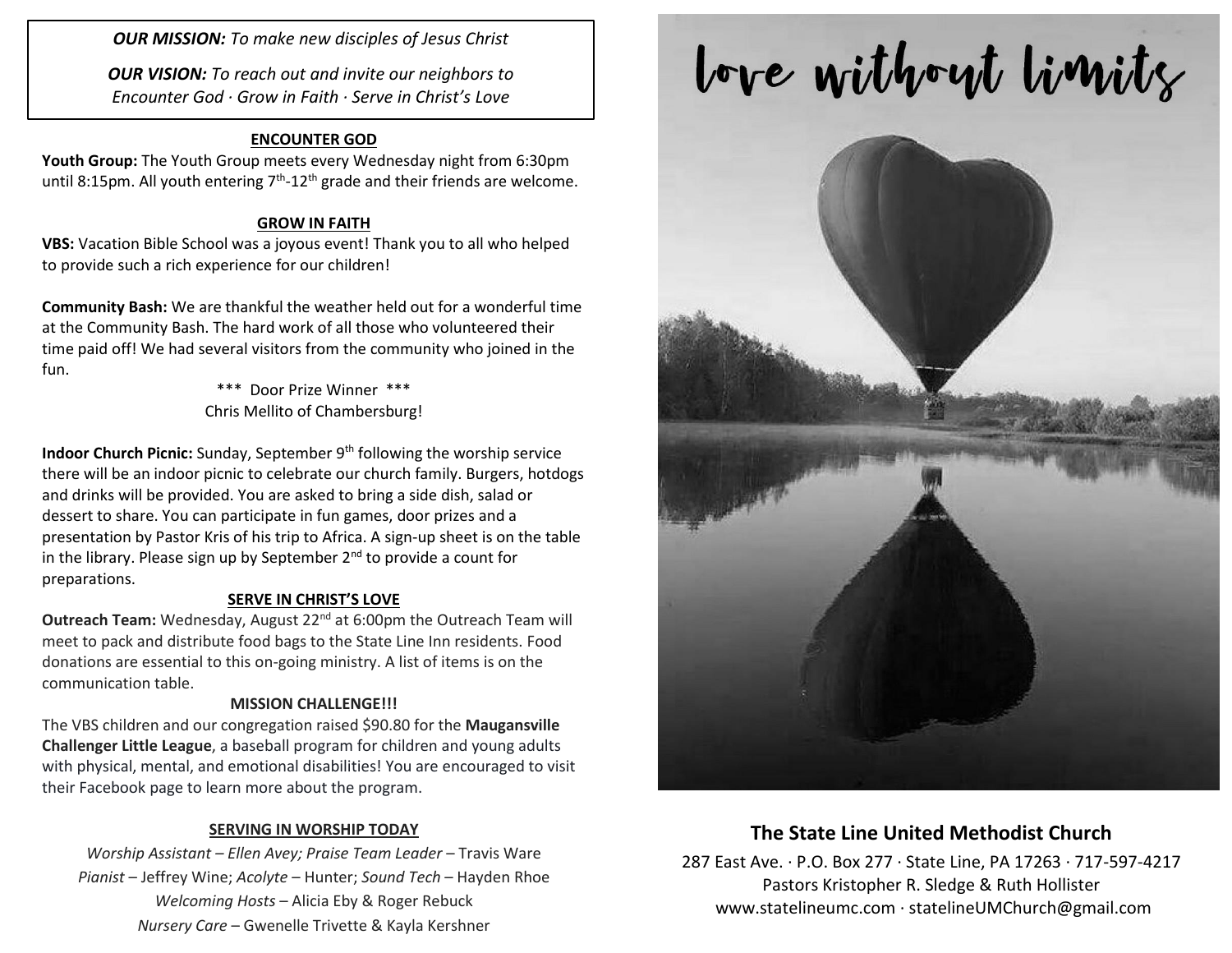***OUR MISSION:*** *To make new disciples of Jesus Christ*

***OUR VISION:*** *To reach out and invite our neighbors to Encounter God · Grow in Faith · Serve in Christ's Love*

## ENCOUNTER GOD

**Youth Group:** The Youth Group meets every Wednesday night from 6:30pm until 8:15pm. All youth entering 7th-12th grade and their friends are welcome.

## GROW IN FAITH

**VBS:** Vacation Bible School was a joyous event! Thank you to all who helped to provide such a rich experience for our children!

**Community Bash:** We are thankful the weather held out for a wonderful time at the Community Bash. The hard work of all those who volunteered their time paid off! We had several visitors from the community who joined in the fun.

\*\*\* Door Prize Winner \*\*\*
Chris Mellito of Chambersburg!

**Indoor Church Picnic:** Sunday, September 9th following the worship service there will be an indoor picnic to celebrate our church family. Burgers, hotdogs and drinks will be provided. You are asked to bring a side dish, salad or dessert to share. You can participate in fun games, door prizes and a presentation by Pastor Kris of his trip to Africa. A sign-up sheet is on the table in the library. Please sign up by September 2nd to provide a count for preparations.

## SERVE IN CHRIST'S LOVE

**Outreach Team:** Wednesday, August 22nd at 6:00pm the Outreach Team will meet to pack and distribute food bags to the State Line Inn residents. Food donations are essential to this on-going ministry. A list of items is on the communication table.

**MISSION CHALLENGE!!!**

The VBS children and our congregation raised $90.80 for the **Maugansville Challenger Little League**, a baseball program for children and young adults with physical, mental, and emotional disabilities! You are encouraged to visit their Facebook page to learn more about the program.

## SERVING IN WORSHIP TODAY

*Worship Assistant – Ellen Avey; Praise Team Leader* – Travis Ware
*Pianist* – Jeffrey Wine; *Acolyte* – Hunter; *Sound Tech* – Hayden Rhoe
*Welcoming Hosts* – Alicia Eby & Roger Rebuck
*Nursery Care* – Gwenelle Trivette & Kayla Kershner

# love without limits

## The State Line United Methodist Church

287 East Ave. · P.O. Box 277 · State Line, PA 17263 · 717-597-4217
Pastors Kristopher R. Sledge & Ruth Hollister
www.statelineumc.com · statelineUMChurch@gmail.com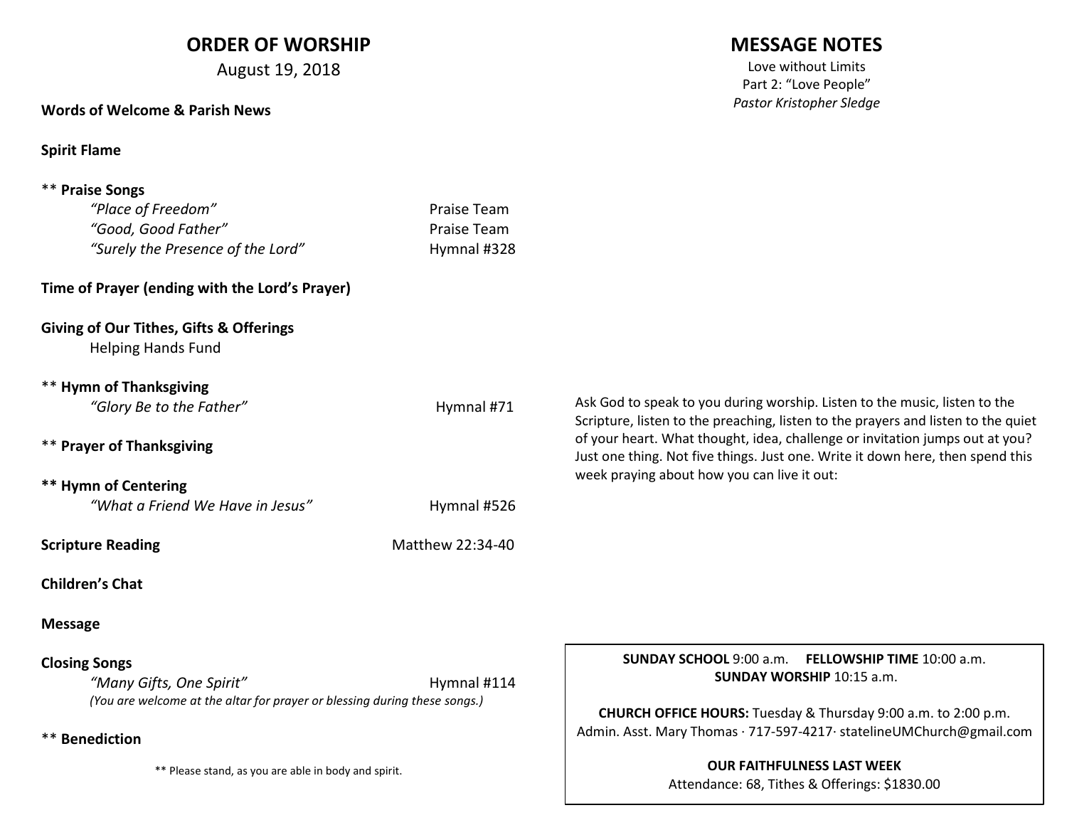# ORDER OF WORSHIP

August 19, 2018

**Words of Welcome & Parish News**

**Spirit Flame**

** **Praise Songs**

| | |
|---|---|
| *"Place of Freedom"* | Praise Team |
| *"Good, Good Father"* | Praise Team |
| *"Surely the Presence of the Lord"* | Hymnal #328 |

**Time of Prayer (ending with the Lord's Prayer)**

**Giving of Our Tithes, Gifts & Offerings**

Helping Hands Fund

** **Hymn of Thanksgiving**

*"Glory Be to the Father"* — Hymnal #71

** **Prayer of Thanksgiving**

**** Hymn of Centering**

*"What a Friend We Have in Jesus"* — Hymnal #526

**Scripture Reading** — Matthew 22:34-40

**Children's Chat**

**Message**

**Closing Songs**

*"Many Gifts, One Spirit"* — Hymnal #114

*(You are welcome at the altar for prayer or blessing during these songs.)*

** **Benediction**

** Please stand, as you are able in body and spirit.

# MESSAGE NOTES

Love without Limits

Part 2: "Love People"

*Pastor Kristopher Sledge*

Ask God to speak to you during worship. Listen to the music, listen to the Scripture, listen to the preaching, listen to the prayers and listen to the quiet of your heart. What thought, idea, challenge or invitation jumps out at you? Just one thing. Not five things. Just one. Write it down here, then spend this week praying about how you can live it out:

**SUNDAY SCHOOL** 9:00 a.m. **FELLOWSHIP TIME** 10:00 a.m.
**SUNDAY WORSHIP** 10:15 a.m.

**CHURCH OFFICE HOURS:** Tuesday & Thursday 9:00 a.m. to 2:00 p.m.
Admin. Asst. Mary Thomas · 717-597-4217· statelineUMChurch@gmail.com

**OUR FAITHFULNESS LAST WEEK**

Attendance: 68, Tithes & Offerings: $1830.00